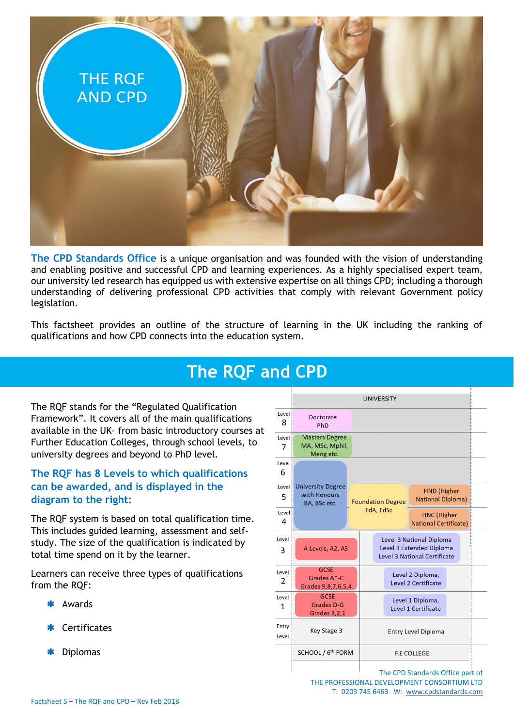# THE RQF AND CPD

**The CPD Standards Office** is a unique organisation and was founded with the vision of understanding and enabling positive and successful CPD and learning experiences. As a highly specialised expert team, our university led research has equipped us with extensive expertise on all things CPD; including a thorough understanding of delivering professional CPD activities that comply with relevant Government policy legislation.

This factsheet provides an outline of the structure of learning in the UK including the ranking of qualifications and how CPD connects into the education system.

## The RQF and CPD

The RQF stands for the "Regulated Qualification Framework". It covers all of the main qualifications available in the UK- from basic introductory courses at Further Education Colleges, through school levels, to university degrees and beyond to PhD level.

### The RQF has 8 Levels to which qualifications can be awarded, and is displayed in the diagram to the right:

The RQF system is based on total qualification time. This includes guided learning, assessment and self-study. The size of the qualification is indicated by total time spend on it by the learner.

Learners can receive three types of qualifications from the RQF:

- Awards
- Certificates
- Diplomas

| Level | UNIVERSITY | | |
|---|---|---|---|
| Level 8 | Doctorate PhD | | |
| Level 7 | Masters Degree MA, MSc, Mphil, Meng etc. | | |
| Level 6 | University Degree with Honours BA, BSc etc. | | |
| Level 5 | University Degree with Honours BA, BSc etc. | Foundation Degree FdA, FdSc | HND (Higher National Diploma) |
| Level 4 | University Degree with Honours BA, BSc etc. | Foundation Degree FdA, FdSc | HNC (Higher National Certificate) |
| Level 3 | A Levels, A2, AS | Level 3 National Diploma<br>Level 3 Extended Diploma<br>Level 3 National Certificate | |
| Level 2 | GCSE Grades A*-C Grades 9,8,7,6,5,4 | Level 2 Diploma, Level 2 Certificate | |
| Level 1 | GCSE Grades D-G Grades 3,2,1 | Level 1 Diploma, Level 1 Certificate | |
| Entry Level | Key Stage 3 | Entry Level Diploma | |
| | SCHOOL / 6th FORM | F.E COLLEGE | |

The CPD Standards Office part of
THE PROFESSIONAL DEVELOPMENT CONSORTIUM LTD
T: 0203 745 6463 W: www.cpdstandards.com

Factsheet 5 – The RQF and CPD – Rev Feb 2018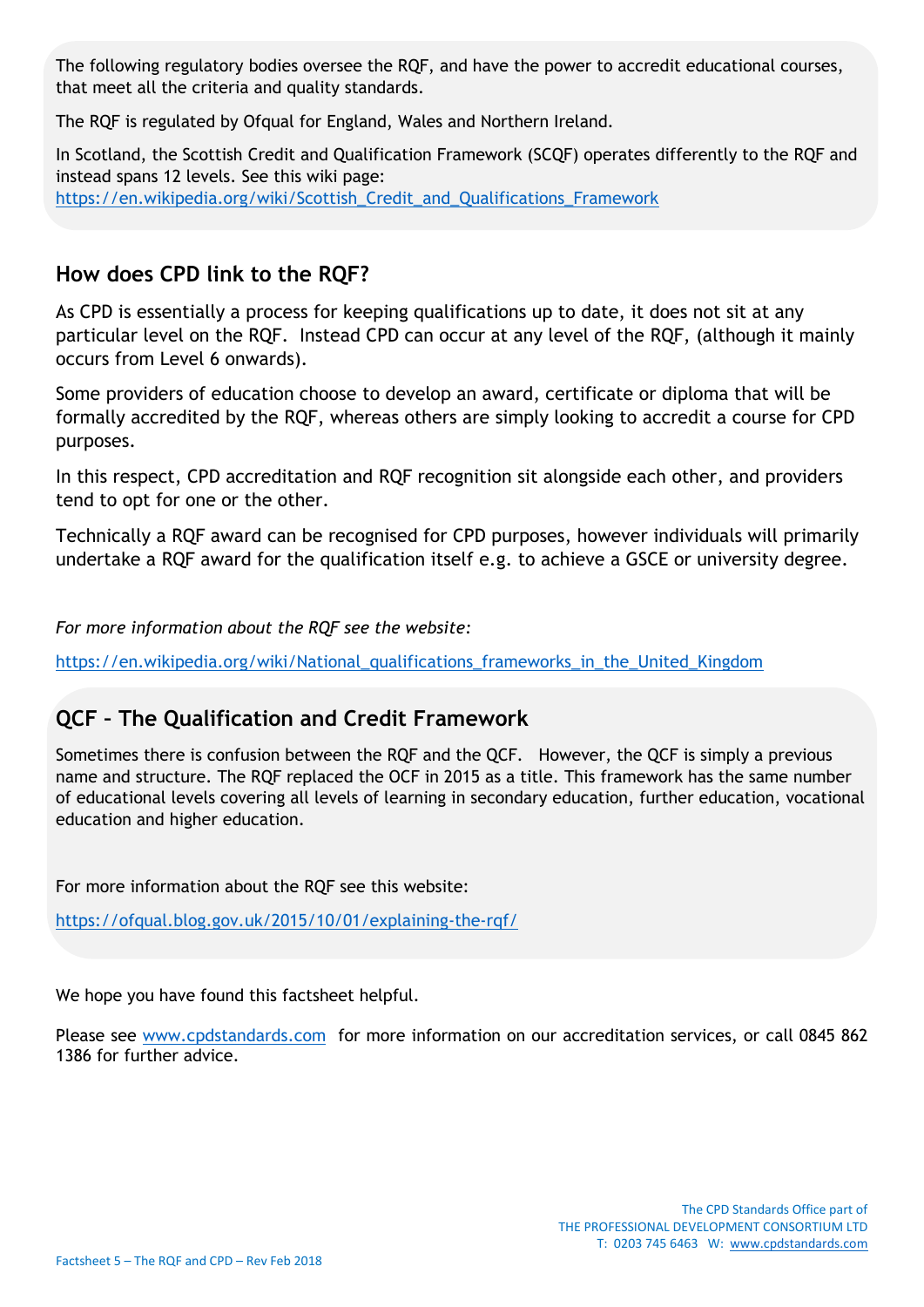The following regulatory bodies oversee the RQF, and have the power to accredit educational courses, that meet all the criteria and quality standards.

The RQF is regulated by Ofqual for England, Wales and Northern Ireland.

In Scotland, the Scottish Credit and Qualification Framework (SCQF) operates differently to the RQF and instead spans 12 levels. See this wiki page: https://en.wikipedia.org/wiki/Scottish_Credit_and_Qualifications_Framework

## How does CPD link to the RQF?

As CPD is essentially a process for keeping qualifications up to date, it does not sit at any particular level on the RQF. Instead CPD can occur at any level of the RQF, (although it mainly occurs from Level 6 onwards).

Some providers of education choose to develop an award, certificate or diploma that will be formally accredited by the RQF, whereas others are simply looking to accredit a course for CPD purposes.

In this respect, CPD accreditation and RQF recognition sit alongside each other, and providers tend to opt for one or the other.

Technically a RQF award can be recognised for CPD purposes, however individuals will primarily undertake a RQF award for the qualification itself e.g. to achieve a GSCE or university degree.

*For more information about the RQF see the website:*

https://en.wikipedia.org/wiki/National_qualifications_frameworks_in_the_United_Kingdom

## QCF – The Qualification and Credit Framework

Sometimes there is confusion between the RQF and the QCF. However, the QCF is simply a previous name and structure. The RQF replaced the OCF in 2015 as a title. This framework has the same number of educational levels covering all levels of learning in secondary education, further education, vocational education and higher education.

For more information about the RQF see this website:

https://ofqual.blog.gov.uk/2015/10/01/explaining-the-rqf/

We hope you have found this factsheet helpful.

Please see www.cpdstandards.com for more information on our accreditation services, or call 0845 862 1386 for further advice.

The CPD Standards Office part of
THE PROFESSIONAL DEVELOPMENT CONSORTIUM LTD
T: 0203 745 6463 W: www.cpdstandards.com

Factsheet 5 – The RQF and CPD – Rev Feb 2018